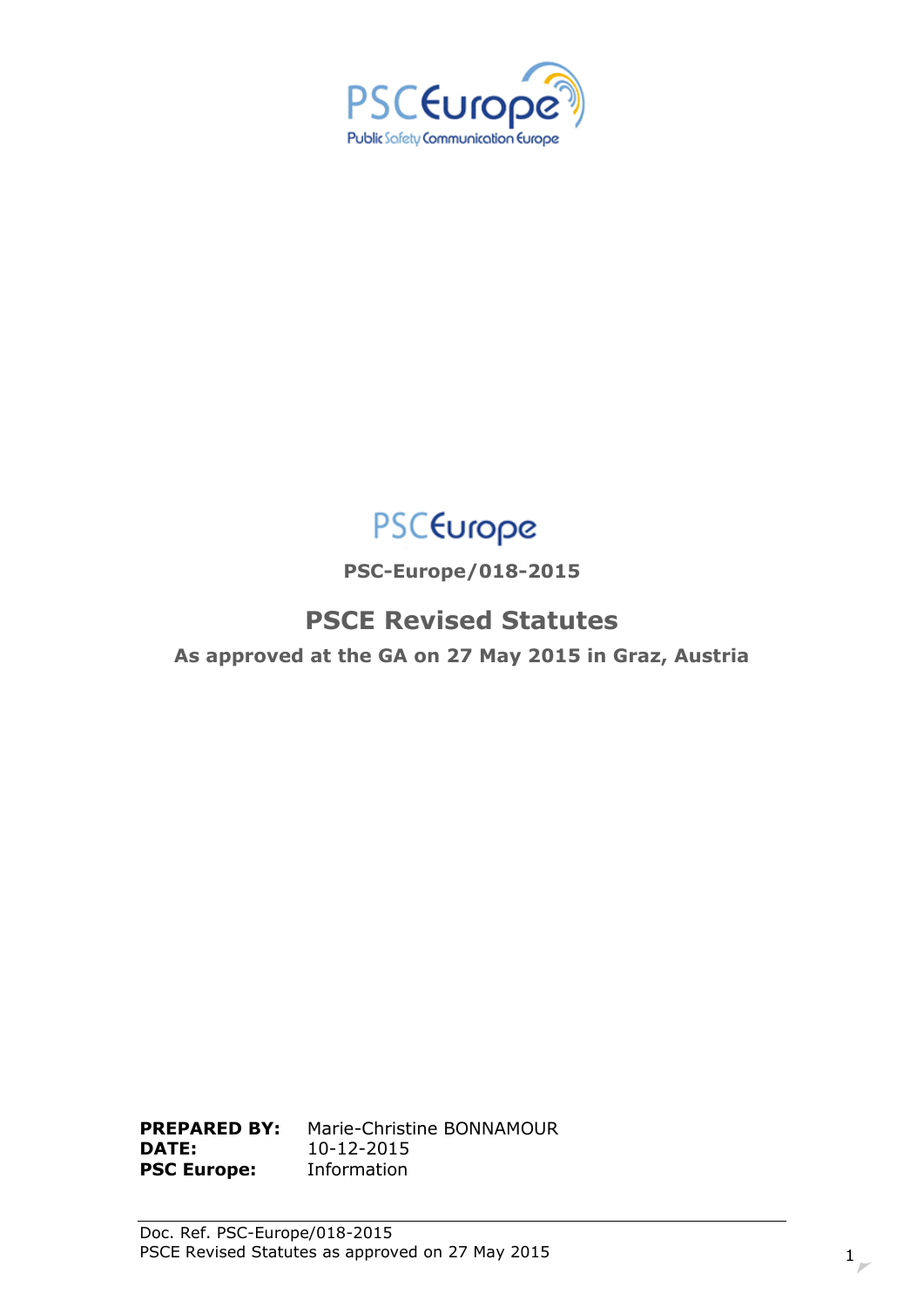PSCEurope

Public Safety Communication Europe

PSCEurope

**PSC-Europe/018-2015**

# PSCE Revised Statutes

**As approved at the GA on 27 May 2015 in Graz, Austria**

| | |
|---|---|
| **PREPARED BY:** | Marie-Christine BONNAMOUR |
| **DATE:** | 10-12-2015 |
| **PSC Europe:** | Information |

Doc. Ref. PSC-Europe/018-2015
PSCE Revised Statutes as approved on 27 May 2015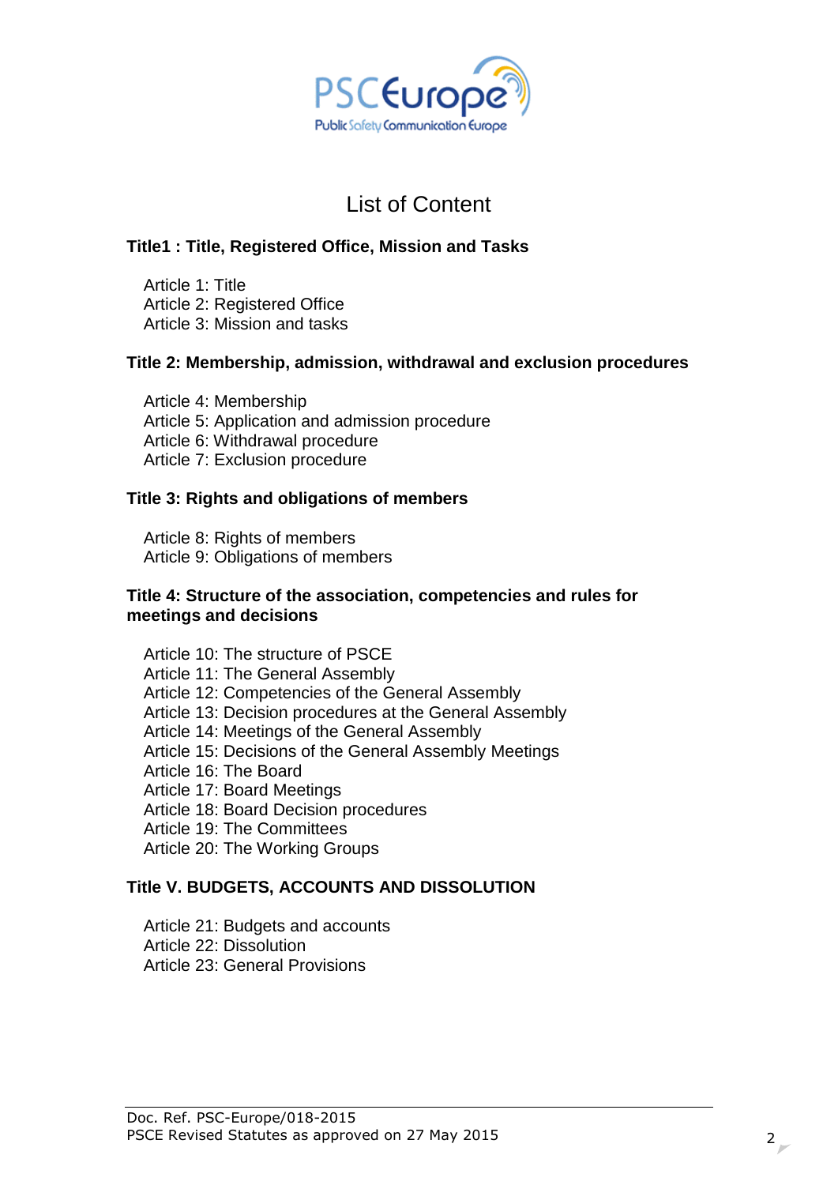# List of Content

### Title1 : Title, Registered Office, Mission and Tasks

Article 1: Title
Article 2: Registered Office
Article 3: Mission and tasks

### Title 2: Membership, admission, withdrawal and exclusion procedures

Article 4: Membership
Article 5: Application and admission procedure
Article 6: Withdrawal procedure
Article 7: Exclusion procedure

### Title 3: Rights and obligations of members

Article 8: Rights of members
Article 9: Obligations of members

### Title 4: Structure of the association, competencies and rules for meetings and decisions

Article 10: The structure of PSCE
Article 11: The General Assembly
Article 12: Competencies of the General Assembly
Article 13: Decision procedures at the General Assembly
Article 14: Meetings of the General Assembly
Article 15: Decisions of the General Assembly Meetings
Article 16: The Board
Article 17: Board Meetings
Article 18: Board Decision procedures
Article 19: The Committees
Article 20: The Working Groups

### Title V. BUDGETS, ACCOUNTS AND DISSOLUTION

Article 21: Budgets and accounts
Article 22: Dissolution
Article 23: General Provisions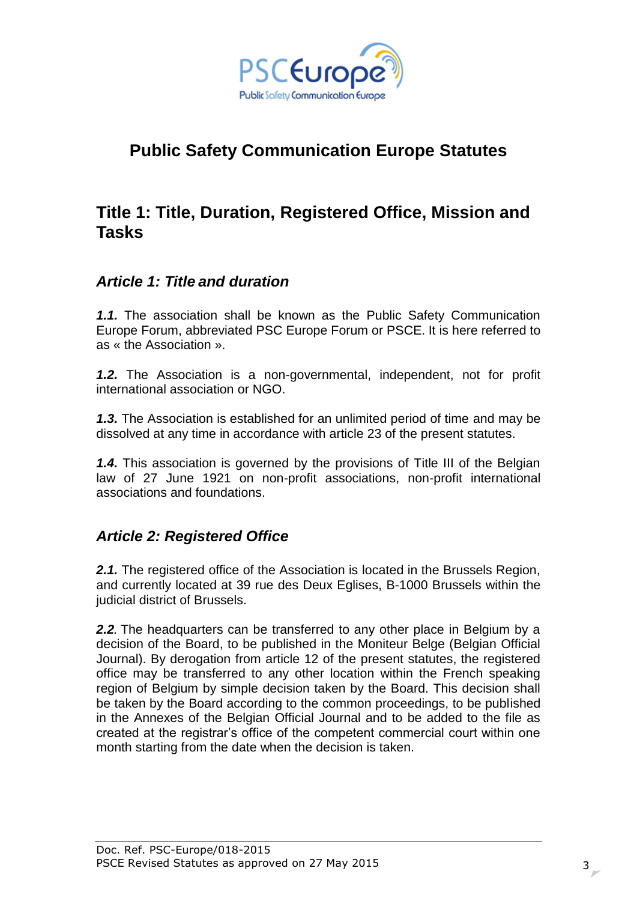# Public Safety Communication Europe Statutes

## Title 1: Title, Duration, Registered Office, Mission and Tasks

### *Article 1: Title and duration*

***1.1.*** The association shall be known as the Public Safety Communication Europe Forum, abbreviated PSC Europe Forum or PSCE. It is here referred to as « the Association ».

***1.2.*** The Association is a non-governmental, independent, not for profit international association or NGO.

***1.3.*** The Association is established for an unlimited period of time and may be dissolved at any time in accordance with article 23 of the present statutes.

***1.4.*** This association is governed by the provisions of Title III of the Belgian law of 27 June 1921 on non-profit associations, non-profit international associations and foundations.

### *Article 2: Registered Office*

***2.1.*** The registered office of the Association is located in the Brussels Region, and currently located at 39 rue des Deux Eglises, B-1000 Brussels within the judicial district of Brussels.

***2.2***. The headquarters can be transferred to any other place in Belgium by a decision of the Board, to be published in the Moniteur Belge (Belgian Official Journal). By derogation from article 12 of the present statutes, the registered office may be transferred to any other location within the French speaking region of Belgium by simple decision taken by the Board. This decision shall be taken by the Board according to the common proceedings, to be published in the Annexes of the Belgian Official Journal and to be added to the file as created at the registrar's office of the competent commercial court within one month starting from the date when the decision is taken.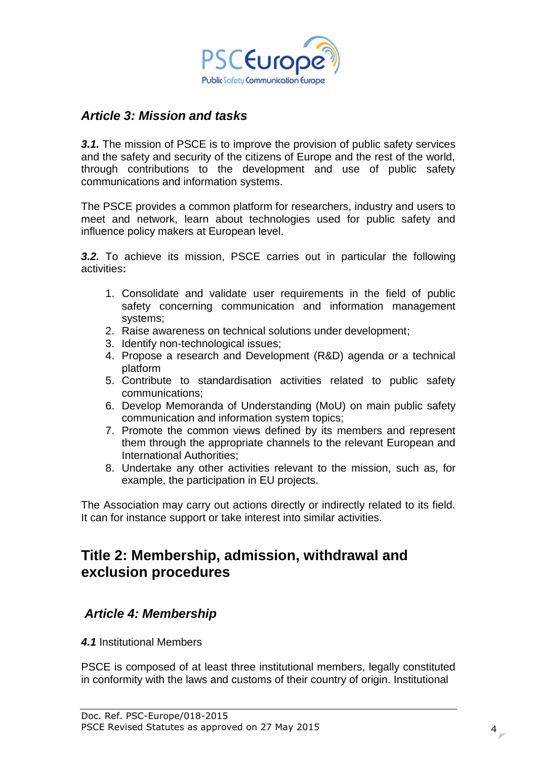### *Article 3: Mission and tasks*

***3.1.*** The mission of PSCE is to improve the provision of public safety services and the safety and security of the citizens of Europe and the rest of the world, through contributions to the development and use of public safety communications and information systems.

The PSCE provides a common platform for researchers, industry and users to meet and network, learn about technologies used for public safety and influence policy makers at European level.

***3.2.*** To achieve its mission, PSCE carries out in particular the following activities**:**

1. Consolidate and validate user requirements in the field of public safety concerning communication and information management systems;
2. Raise awareness on technical solutions under development;
3. Identify non-technological issues;
4. Propose a research and Development (R&D) agenda or a technical platform
5. Contribute to standardisation activities related to public safety communications;
6. Develop Memoranda of Understanding (MoU) on main public safety communication and information system topics;
7. Promote the common views defined by its members and represent them through the appropriate channels to the relevant European and International Authorities;
8. Undertake any other activities relevant to the mission, such as, for example, the participation in EU projects.

The Association may carry out actions directly or indirectly related to its field. It can for instance support or take interest into similar activities.

## Title 2: Membership, admission, withdrawal and exclusion procedures

### *Article 4: Membership*

***4.1*** Institutional Members

PSCE is composed of at least three institutional members, legally constituted in conformity with the laws and customs of their country of origin. Institutional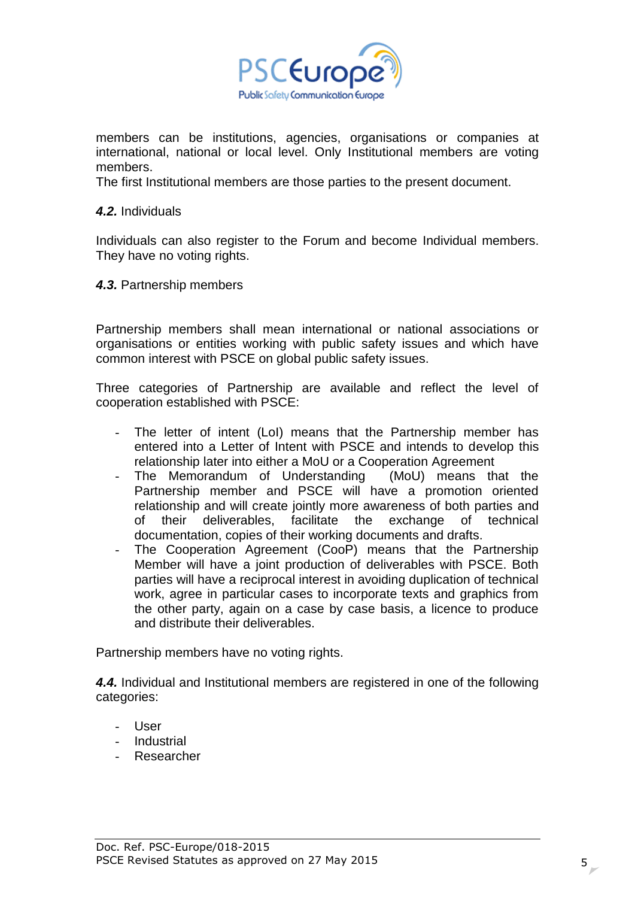members can be institutions, agencies, organisations or companies at international, national or local level. Only Institutional members are voting members.
The first Institutional members are those parties to the present document.

***4.2.*** Individuals

Individuals can also register to the Forum and become Individual members. They have no voting rights.

***4.3.*** Partnership members

Partnership members shall mean international or national associations or organisations or entities working with public safety issues and which have common interest with PSCE on global public safety issues.

Three categories of Partnership are available and reflect the level of cooperation established with PSCE:

- The letter of intent (LoI) means that the Partnership member has entered into a Letter of Intent with PSCE and intends to develop this relationship later into either a MoU or a Cooperation Agreement
- The Memorandum of Understanding (MoU) means that the Partnership member and PSCE will have a promotion oriented relationship and will create jointly more awareness of both parties and of their deliverables, facilitate the exchange of technical documentation, copies of their working documents and drafts.
- The Cooperation Agreement (CooP) means that the Partnership Member will have a joint production of deliverables with PSCE. Both parties will have a reciprocal interest in avoiding duplication of technical work, agree in particular cases to incorporate texts and graphics from the other party, again on a case by case basis, a licence to produce and distribute their deliverables.

Partnership members have no voting rights.

***4.4.*** Individual and Institutional members are registered in one of the following categories:

- User
- Industrial
- Researcher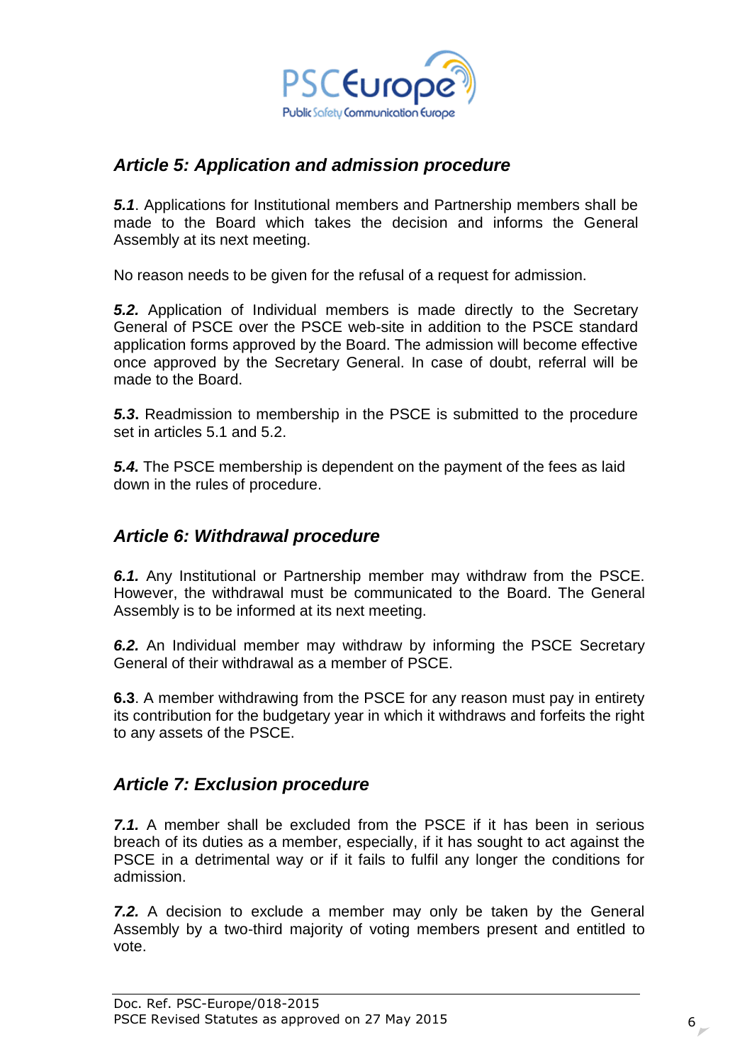## *Article 5: Application and admission procedure*

***5.1***. Applications for Institutional members and Partnership members shall be made to the Board which takes the decision and informs the General Assembly at its next meeting.

No reason needs to be given for the refusal of a request for admission.

***5.2.*** Application of Individual members is made directly to the Secretary General of PSCE over the PSCE web-site in addition to the PSCE standard application forms approved by the Board. The admission will become effective once approved by the Secretary General. In case of doubt, referral will be made to the Board.

***5.3*****.** Readmission to membership in the PSCE is submitted to the procedure set in articles 5.1 and 5.2.

***5.4.*** The PSCE membership is dependent on the payment of the fees as laid down in the rules of procedure.

## *Article 6: Withdrawal procedure*

***6.1.*** Any Institutional or Partnership member may withdraw from the PSCE. However, the withdrawal must be communicated to the Board. The General Assembly is to be informed at its next meeting.

***6.2.*** An Individual member may withdraw by informing the PSCE Secretary General of their withdrawal as a member of PSCE.

**6.3**. A member withdrawing from the PSCE for any reason must pay in entirety its contribution for the budgetary year in which it withdraws and forfeits the right to any assets of the PSCE.

## *Article 7: Exclusion procedure*

***7.1.*** A member shall be excluded from the PSCE if it has been in serious breach of its duties as a member, especially, if it has sought to act against the PSCE in a detrimental way or if it fails to fulfil any longer the conditions for admission.

***7.2.*** A decision to exclude a member may only be taken by the General Assembly by a two-third majority of voting members present and entitled to vote.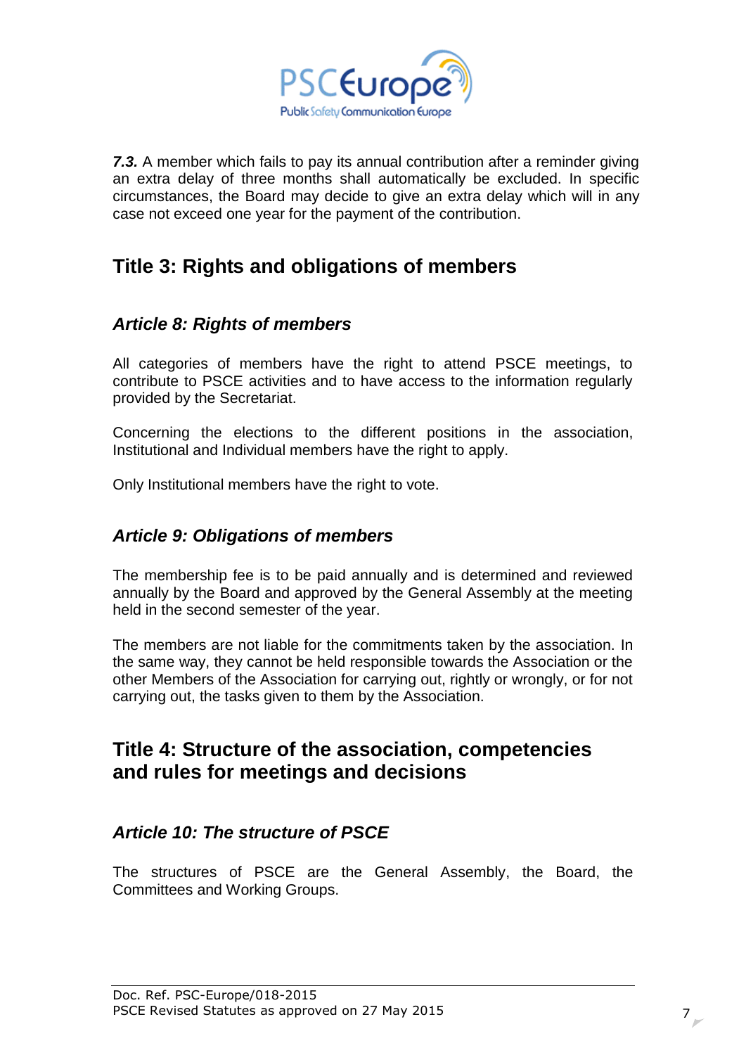***7.3.*** A member which fails to pay its annual contribution after a reminder giving an extra delay of three months shall automatically be excluded. In specific circumstances, the Board may decide to give an extra delay which will in any case not exceed one year for the payment of the contribution.

## Title 3: Rights and obligations of members

### *Article 8: Rights of members*

All categories of members have the right to attend PSCE meetings, to contribute to PSCE activities and to have access to the information regularly provided by the Secretariat.

Concerning the elections to the different positions in the association, Institutional and Individual members have the right to apply.

Only Institutional members have the right to vote.

### *Article 9: Obligations of members*

The membership fee is to be paid annually and is determined and reviewed annually by the Board and approved by the General Assembly at the meeting held in the second semester of the year.

The members are not liable for the commitments taken by the association. In the same way, they cannot be held responsible towards the Association or the other Members of the Association for carrying out, rightly or wrongly, or for not carrying out, the tasks given to them by the Association.

## Title 4: Structure of the association, competencies and rules for meetings and decisions

### *Article 10: The structure of PSCE*

The structures of PSCE are the General Assembly, the Board, the Committees and Working Groups.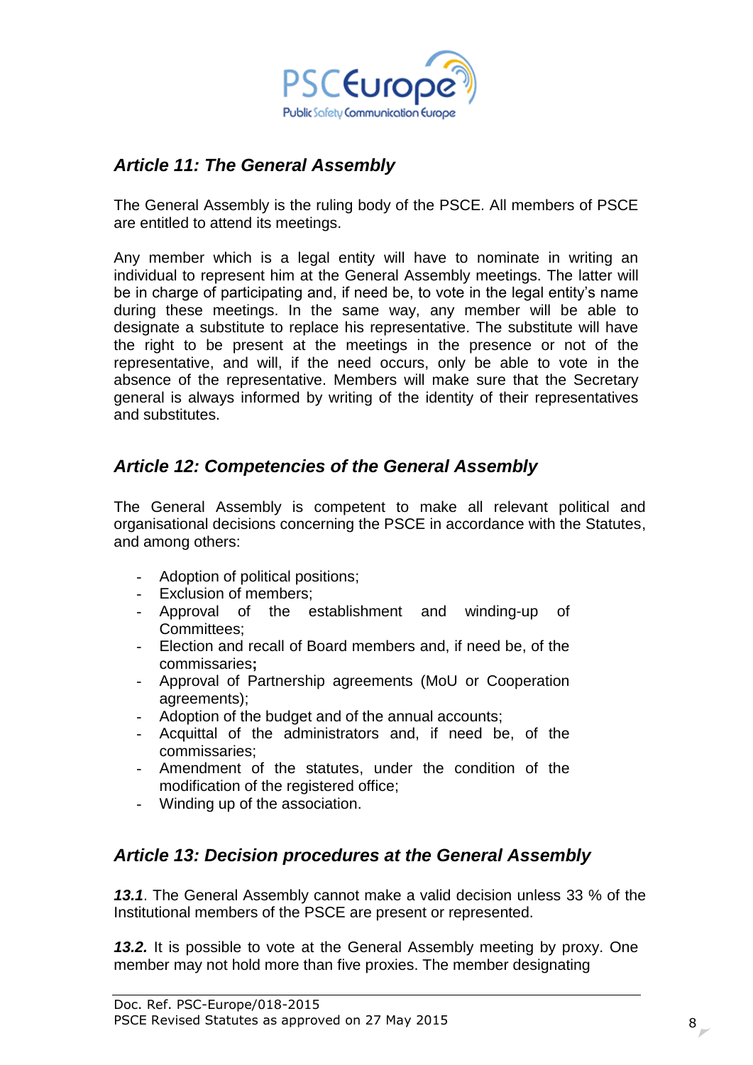## *Article 11: The General Assembly*

The General Assembly is the ruling body of the PSCE. All members of PSCE are entitled to attend its meetings.

Any member which is a legal entity will have to nominate in writing an individual to represent him at the General Assembly meetings. The latter will be in charge of participating and, if need be, to vote in the legal entity's name during these meetings. In the same way, any member will be able to designate a substitute to replace his representative. The substitute will have the right to be present at the meetings in the presence or not of the representative, and will, if the need occurs, only be able to vote in the absence of the representative. Members will make sure that the Secretary general is always informed by writing of the identity of their representatives and substitutes.

## *Article 12: Competencies of the General Assembly*

The General Assembly is competent to make all relevant political and organisational decisions concerning the PSCE in accordance with the Statutes, and among others:

- Adoption of political positions;
- Exclusion of members;
- Approval of the establishment and winding-up of Committees;
- Election and recall of Board members and, if need be, of the commissaries**;**
- Approval of Partnership agreements (MoU or Cooperation agreements);
- Adoption of the budget and of the annual accounts;
- Acquittal of the administrators and, if need be, of the commissaries;
- Amendment of the statutes, under the condition of the modification of the registered office;
- Winding up of the association.

## *Article 13: Decision procedures at the General Assembly*

***13.1***. The General Assembly cannot make a valid decision unless 33 % of the Institutional members of the PSCE are present or represented.

***13.2.*** It is possible to vote at the General Assembly meeting by proxy. One member may not hold more than five proxies. The member designating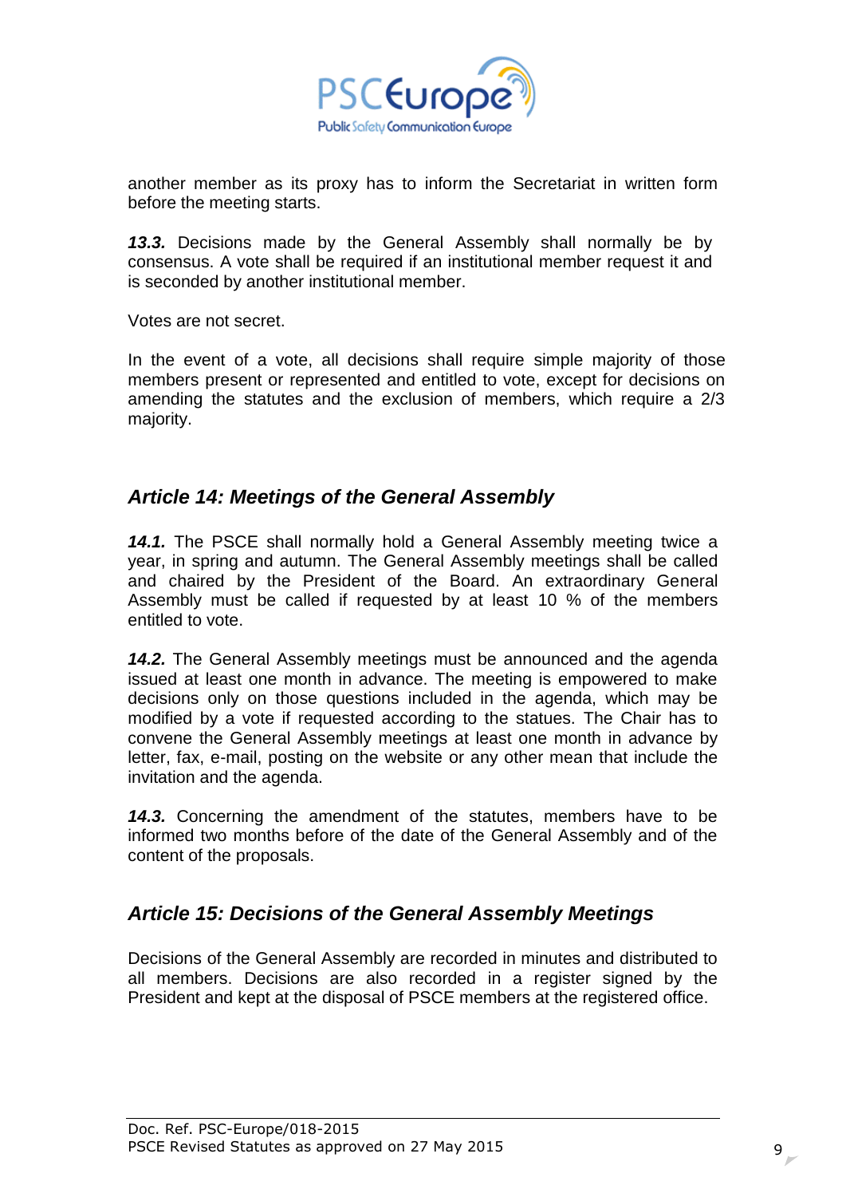another member as its proxy has to inform the Secretariat in written form before the meeting starts.

***13.3.*** Decisions made by the General Assembly shall normally be by consensus. A vote shall be required if an institutional member request it and is seconded by another institutional member.

Votes are not secret.

In the event of a vote, all decisions shall require simple majority of those members present or represented and entitled to vote, except for decisions on amending the statutes and the exclusion of members, which require a 2/3 majority.

## *Article 14: Meetings of the General Assembly*

***14.1.*** The PSCE shall normally hold a General Assembly meeting twice a year, in spring and autumn. The General Assembly meetings shall be called and chaired by the President of the Board. An extraordinary General Assembly must be called if requested by at least 10 % of the members entitled to vote.

***14.2.*** The General Assembly meetings must be announced and the agenda issued at least one month in advance. The meeting is empowered to make decisions only on those questions included in the agenda, which may be modified by a vote if requested according to the statues. The Chair has to convene the General Assembly meetings at least one month in advance by letter, fax, e-mail, posting on the website or any other mean that include the invitation and the agenda.

***14.3.*** Concerning the amendment of the statutes, members have to be informed two months before of the date of the General Assembly and of the content of the proposals.

## *Article 15: Decisions of the General Assembly Meetings*

Decisions of the General Assembly are recorded in minutes and distributed to all members. Decisions are also recorded in a register signed by the President and kept at the disposal of PSCE members at the registered office.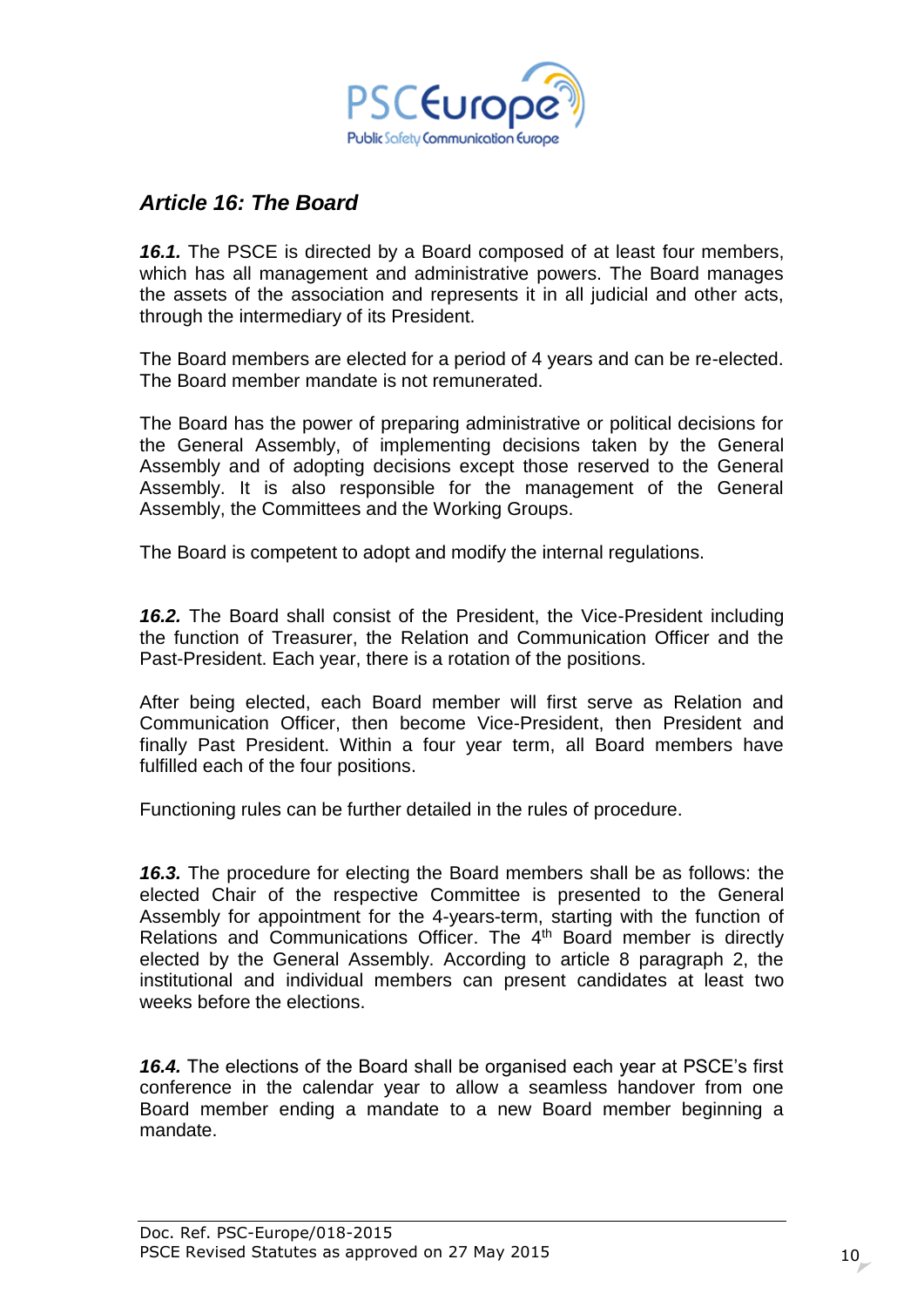## *Article 16: The Board*

***16.1.*** The PSCE is directed by a Board composed of at least four members, which has all management and administrative powers. The Board manages the assets of the association and represents it in all judicial and other acts, through the intermediary of its President.

The Board members are elected for a period of 4 years and can be re-elected. The Board member mandate is not remunerated.

The Board has the power of preparing administrative or political decisions for the General Assembly, of implementing decisions taken by the General Assembly and of adopting decisions except those reserved to the General Assembly. It is also responsible for the management of the General Assembly, the Committees and the Working Groups.

The Board is competent to adopt and modify the internal regulations.

***16.2.*** The Board shall consist of the President, the Vice-President including the function of Treasurer, the Relation and Communication Officer and the Past-President. Each year, there is a rotation of the positions.

After being elected, each Board member will first serve as Relation and Communication Officer, then become Vice-President, then President and finally Past President. Within a four year term, all Board members have fulfilled each of the four positions.

Functioning rules can be further detailed in the rules of procedure.

***16.3.*** The procedure for electing the Board members shall be as follows: the elected Chair of the respective Committee is presented to the General Assembly for appointment for the 4-years-term, starting with the function of Relations and Communications Officer. The 4th Board member is directly elected by the General Assembly. According to article 8 paragraph 2, the institutional and individual members can present candidates at least two weeks before the elections.

***16.4.*** The elections of the Board shall be organised each year at PSCE's first conference in the calendar year to allow a seamless handover from one Board member ending a mandate to a new Board member beginning a mandate.

Doc. Ref. PSC-Europe/018-2015
PSCE Revised Statutes as approved on 27 May 2015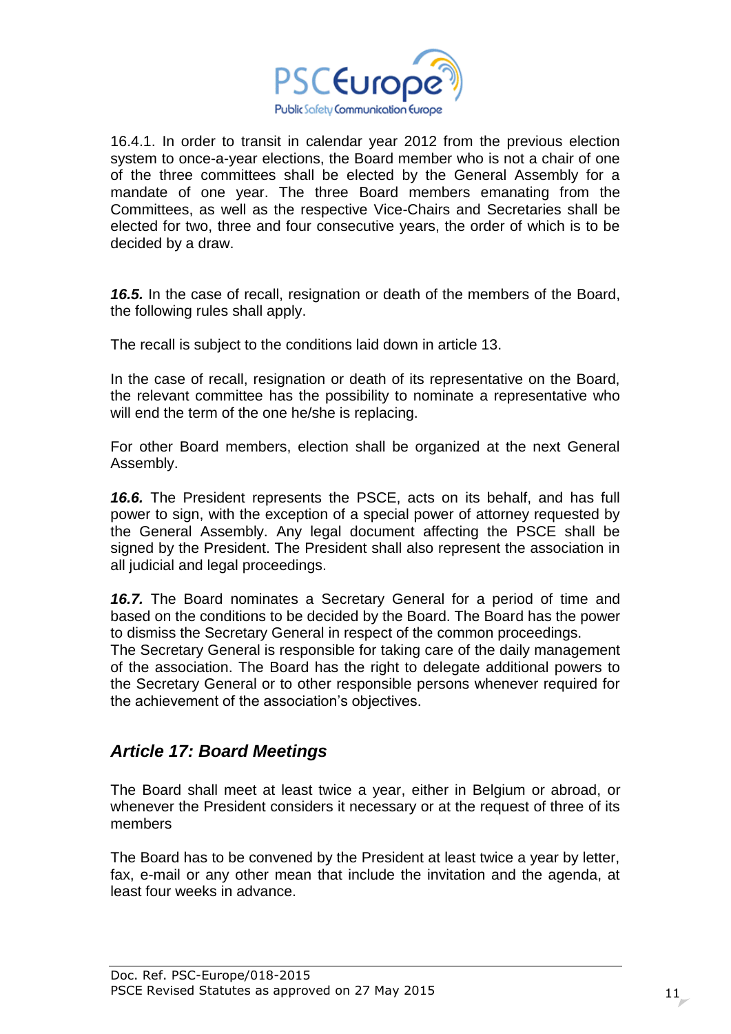16.4.1. In order to transit in calendar year 2012 from the previous election system to once-a-year elections, the Board member who is not a chair of one of the three committees shall be elected by the General Assembly for a mandate of one year. The three Board members emanating from the Committees, as well as the respective Vice-Chairs and Secretaries shall be elected for two, three and four consecutive years, the order of which is to be decided by a draw.

***16.5.*** In the case of recall, resignation or death of the members of the Board, the following rules shall apply.

The recall is subject to the conditions laid down in article 13.

In the case of recall, resignation or death of its representative on the Board, the relevant committee has the possibility to nominate a representative who will end the term of the one he/she is replacing.

For other Board members, election shall be organized at the next General Assembly.

***16.6.*** The President represents the PSCE, acts on its behalf, and has full power to sign, with the exception of a special power of attorney requested by the General Assembly. Any legal document affecting the PSCE shall be signed by the President. The President shall also represent the association in all judicial and legal proceedings.

***16.7.*** The Board nominates a Secretary General for a period of time and based on the conditions to be decided by the Board. The Board has the power to dismiss the Secretary General in respect of the common proceedings.
The Secretary General is responsible for taking care of the daily management of the association. The Board has the right to delegate additional powers to the Secretary General or to other responsible persons whenever required for the achievement of the association's objectives.

## *Article 17: Board Meetings*

The Board shall meet at least twice a year, either in Belgium or abroad, or whenever the President considers it necessary or at the request of three of its members

The Board has to be convened by the President at least twice a year by letter, fax, e-mail or any other mean that include the invitation and the agenda, at least four weeks in advance.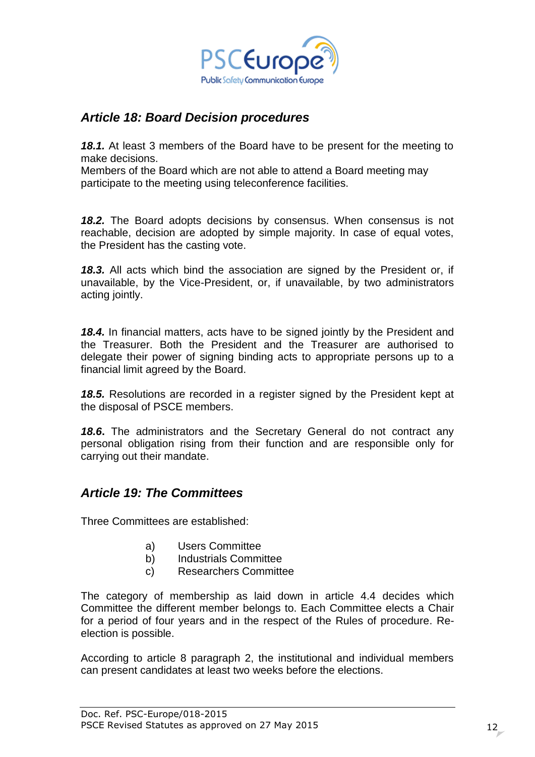## *Article 18: Board Decision procedures*

***18.1.*** At least 3 members of the Board have to be present for the meeting to make decisions.
Members of the Board which are not able to attend a Board meeting may participate to the meeting using teleconference facilities.

***18.2.*** The Board adopts decisions by consensus. When consensus is not reachable, decision are adopted by simple majority. In case of equal votes, the President has the casting vote.

***18.3.*** All acts which bind the association are signed by the President or, if unavailable, by the Vice-President, or, if unavailable, by two administrators acting jointly.

***18.4.*** In financial matters, acts have to be signed jointly by the President and the Treasurer. Both the President and the Treasurer are authorised to delegate their power of signing binding acts to appropriate persons up to a financial limit agreed by the Board.

***18.5.*** Resolutions are recorded in a register signed by the President kept at the disposal of PSCE members.

***18.6*.** The administrators and the Secretary General do not contract any personal obligation rising from their function and are responsible only for carrying out their mandate.

## *Article 19: The Committees*

Three Committees are established:

a) Users Committee
b) Industrials Committee
c) Researchers Committee

The category of membership as laid down in article 4.4 decides which Committee the different member belongs to. Each Committee elects a Chair for a period of four years and in the respect of the Rules of procedure. Re-election is possible.

According to article 8 paragraph 2, the institutional and individual members can present candidates at least two weeks before the elections.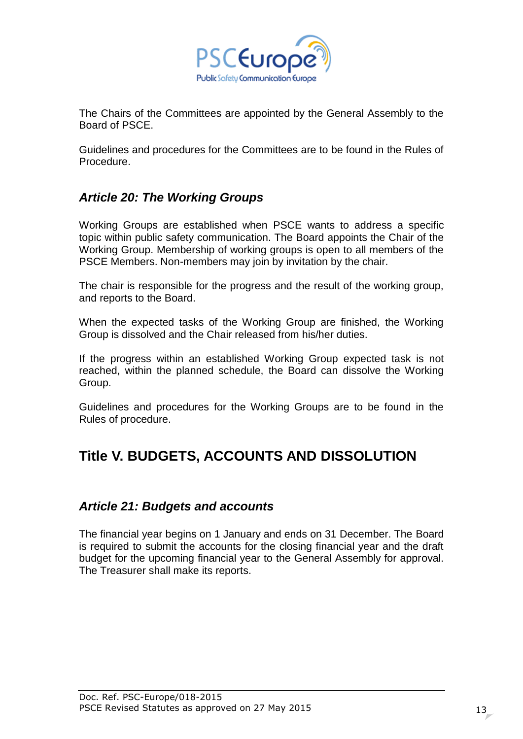The Chairs of the Committees are appointed by the General Assembly to the Board of PSCE.

Guidelines and procedures for the Committees are to be found in the Rules of Procedure.

### *Article 20: The Working Groups*

Working Groups are established when PSCE wants to address a specific topic within public safety communication. The Board appoints the Chair of the Working Group. Membership of working groups is open to all members of the PSCE Members. Non-members may join by invitation by the chair.

The chair is responsible for the progress and the result of the working group, and reports to the Board.

When the expected tasks of the Working Group are finished, the Working Group is dissolved and the Chair released from his/her duties.

If the progress within an established Working Group expected task is not reached, within the planned schedule, the Board can dissolve the Working Group.

Guidelines and procedures for the Working Groups are to be found in the Rules of procedure.

## Title V. BUDGETS, ACCOUNTS AND DISSOLUTION

### *Article 21: Budgets and accounts*

The financial year begins on 1 January and ends on 31 December. The Board is required to submit the accounts for the closing financial year and the draft budget for the upcoming financial year to the General Assembly for approval. The Treasurer shall make its reports.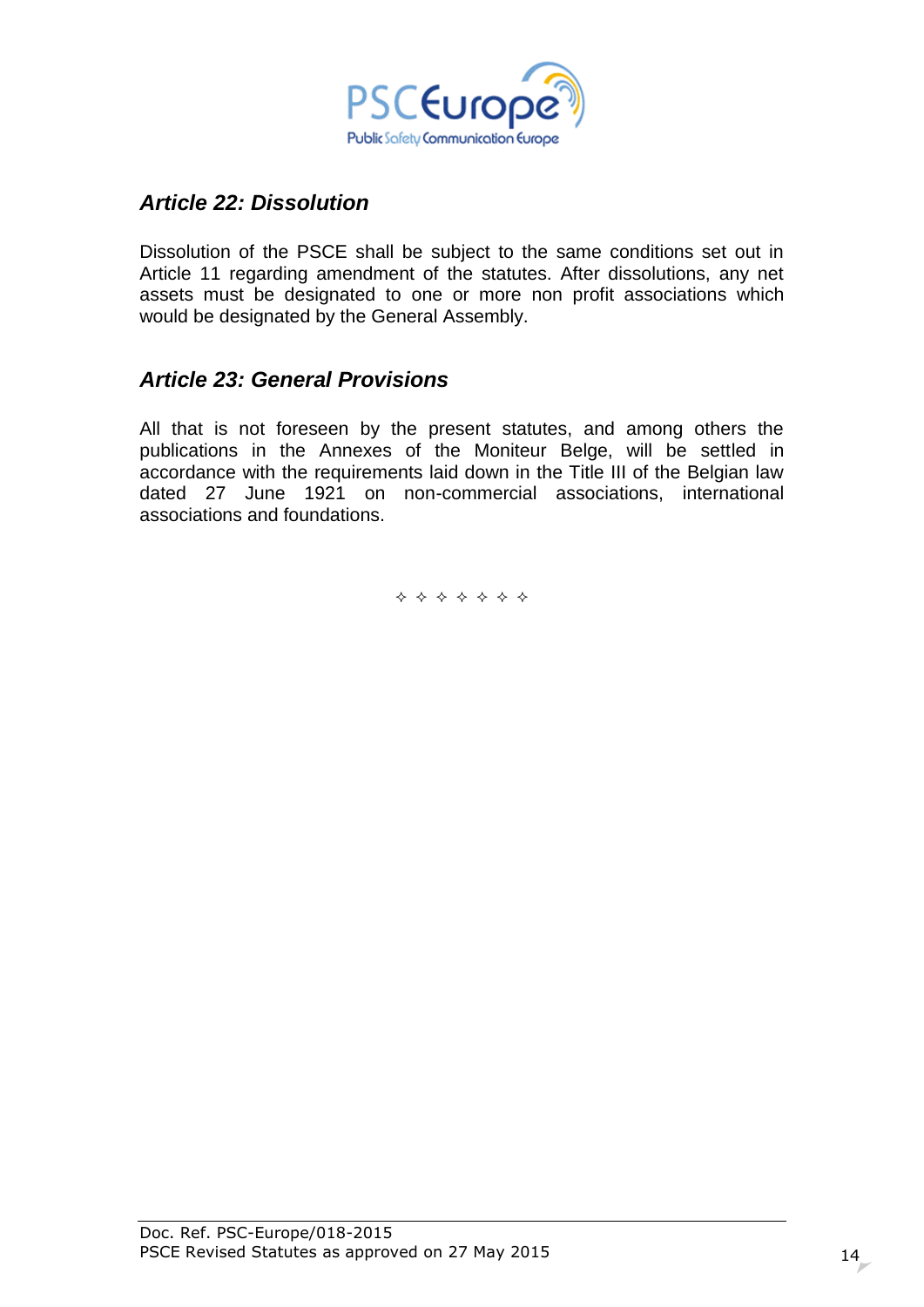### *Article 22: Dissolution*

Dissolution of the PSCE shall be subject to the same conditions set out in Article 11 regarding amendment of the statutes. After dissolutions, any net assets must be designated to one or more non profit associations which would be designated by the General Assembly.

### *Article 23: General Provisions*

All that is not foreseen by the present statutes, and among others the publications in the Annexes of the Moniteur Belge, will be settled in accordance with the requirements laid down in the Title III of the Belgian law dated 27 June 1921 on non-commercial associations, international associations and foundations.

✧ ✧ ✧ ✧ ✧ ✧ ✧